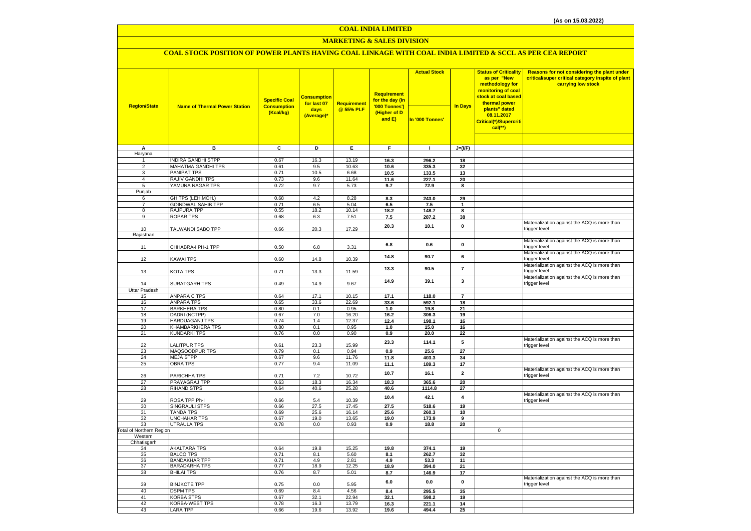(As on 15.03.2022)

# COAL INDIA LIMITED

## MARKETING & SALES DIVISION

### COAL STOCK POSITION OF POWER PLANTS HAVING COAL LINKAGE WITH COAL INDIA LIMITED & SCCL AS PER CEA REPORT

| Region/State | Name of Thermal Power Station | Specific Coal Consumption (Kcal/kg) | Consumption for last 07 days (Average)* | Requirement @ 55% PLF | Requirement for the day (In '000 Tonnes') (Higher of D and E) | Actual Stock In '000 Tonnes' | In Days | Status of Criticality as per "New methodology for monitoring of coal stock at coal based thermal power plants" dated 08.11.2017 Critical(*)/Supercritical(**) | Reasons for not considering the plant under critical/super critical category inspite of plant carrying low stock |
|---|---|---|---|---|---|---|---|---|---|
| A | B | C | D | E | F | I | J=(I/F) | | |
| Haryana | | | | | | | | | |
| 1 | INDIRA GANDHI STPP | 0.67 | 16.3 | 13.19 | 16.3 | 296.2 | 18 | | |
| 2 | MAHATMA GANDHI TPS | 0.61 | 9.5 | 10.63 | 10.6 | 335.3 | 32 | | |
| 3 | PANIPAT TPS | 0.71 | 10.5 | 6.68 | 10.5 | 133.5 | 13 | | |
| 4 | RAJIV GANDHI TPS | 0.73 | 9.6 | 11.64 | 11.6 | 227.1 | 20 | | |
| 5 | YAMUNA NAGAR TPS | 0.72 | 9.7 | 5.73 | 9.7 | 72.9 | 8 | | |
| Punjab | | | | | | | | | |
| 6 | GH TPS (LEH.MOH.) | 0.68 | 4.2 | 8.28 | 8.3 | 243.0 | 29 | | |
| 7 | GOINDWAL SAHIB TPP | 0.71 | 6.5 | 5.04 | 6.5 | 7.5 | 1 | | |
| 8 | RAJPURA TPP | 0.55 | 18.2 | 10.14 | 18.2 | 148.7 | 8 | | |
| 9 | ROPAR TPS | 0.68 | 6.3 | 7.51 | 7.5 | 287.2 | 38 | | |
| 10 | TALWANDI SABO TPP | 0.66 | 20.3 | 17.29 | 20.3 | 10.1 | 0 | | Materialization against the ACQ is more than trigger level |
| Rajasthan | | | | | | | | | |
| 11 | CHHABRA-I PH-1 TPP | 0.50 | 6.8 | 3.31 | 6.8 | 0.6 | 0 | | Materialization against the ACQ is more than trigger level |
| 12 | KAWAI TPS | 0.60 | 14.8 | 10.39 | 14.8 | 90.7 | 6 | | Materialization against the ACQ is more than trigger level |
| 13 | KOTA TPS | 0.71 | 13.3 | 11.59 | 13.3 | 90.5 | 7 | | Materialization against the ACQ is more than trigger level |
| 14 | SURATGARH TPS | 0.49 | 14.9 | 9.67 | 14.9 | 39.1 | 3 | | Materialization against the ACQ is more than trigger level |
| Uttar Pradesh | | | | | | | | | |
| 15 | ANPARA C TPS | 0.64 | 17.1 | 10.15 | 17.1 | 118.0 | 7 | | |
| 16 | ANPARA TPS | 0.65 | 33.6 | 22.69 | 33.6 | 592.1 | 18 | | |
| 17 | BARKHERA TPS | 0.80 | 0.1 | 0.95 | 1.0 | 19.8 | 21 | | |
| 18 | DADRI (NCTPP) | 0.67 | 7.0 | 16.20 | 16.2 | 306.3 | 19 | | |
| 19 | HARDUAGANJ TPS | 0.74 | 1.4 | 12.37 | 12.4 | 198.1 | 16 | | |
| 20 | KHAMBARKHERA TPS | 0.80 | 0.1 | 0.95 | 1.0 | 15.0 | 16 | | |
| 21 | KUNDARKI TPS | 0.76 | 0.0 | 0.90 | 0.9 | 20.0 | 22 | | |
| 22 | LALITPUR TPS | 0.61 | 23.3 | 15.99 | 23.3 | 114.1 | 5 | | Materialization against the ACQ is more than trigger level |
| 23 | MAQSOODPUR TPS | 0.79 | 0.1 | 0.94 | 0.9 | 25.6 | 27 | | |
| 24 | MEJA STPP | 0.67 | 9.6 | 11.76 | 11.8 | 403.3 | 34 | | |
| 25 | OBRA TPS | 0.77 | 9.4 | 11.09 | 11.1 | 189.3 | 17 | | |
| 26 | PARICHHA TPS | 0.71 | 7.2 | 10.72 | 10.7 | 16.1 | 2 | | Materialization against the ACQ is more than trigger level |
| 27 | PRAYAGRAJ TPP | 0.63 | 18.3 | 16.34 | 18.3 | 365.6 | 20 | | |
| 28 | RIHAND STPS | 0.64 | 40.6 | 25.28 | 40.6 | 1114.8 | 27 | | |
| 29 | ROSA TPP Ph-I | 0.66 | 5.4 | 10.39 | 10.4 | 42.1 | 4 | | Materialization against the ACQ is more than trigger level |
| 30 | SINGRAULI STPS | 0.66 | 27.5 | 17.45 | 27.5 | 518.6 | 19 | | |
| 31 | TANDA TPS | 0.69 | 25.6 | 16.14 | 25.6 | 260.3 | 10 | | |
| 32 | UNCHAHAR TPS | 0.67 | 19.0 | 13.65 | 19.0 | 173.9 | 9 | | |
| 33 | UTRAULA TPS | 0.78 | 0.0 | 0.93 | 0.9 | 18.8 | 20 | | |
| Total of Northern Region | | | | | | | | 0 | |
| Western | | | | | | | | | |
| Chhatisgarh | | | | | | | | | |
| 34 | AKALTARA TPS | 0.64 | 19.8 | 15.25 | 19.8 | 374.1 | 19 | | |
| 35 | BALCO TPS | 0.71 | 8.1 | 5.60 | 8.1 | 262.7 | 32 | | |
| 36 | BANDAKHAR TPP | 0.71 | 4.9 | 2.81 | 4.9 | 53.3 | 11 | | |
| 37 | BARADARHA TPS | 0.77 | 18.9 | 12.25 | 18.9 | 394.0 | 21 | | |
| 38 | BHILAI TPS | 0.76 | 8.7 | 5.01 | 8.7 | 146.9 | 17 | | |
| 39 | BINJKOTE TPP | 0.75 | 0.0 | 5.95 | 6.0 | 0.0 | 0 | | Materialization against the ACQ is more than trigger level |
| 40 | DSPM TPS | 0.69 | 8.4 | 4.56 | 8.4 | 295.5 | 35 | | |
| 41 | KORBA STPS | 0.67 | 32.1 | 22.94 | 32.1 | 598.2 | 19 | | |
| 42 | KORBA-WEST TPS | 0.78 | 16.3 | 13.79 | 16.3 | 221.1 | 14 | | |
| 43 | LARA TPP | 0.66 | 19.6 | 13.92 | 19.6 | 494.4 | 25 | | |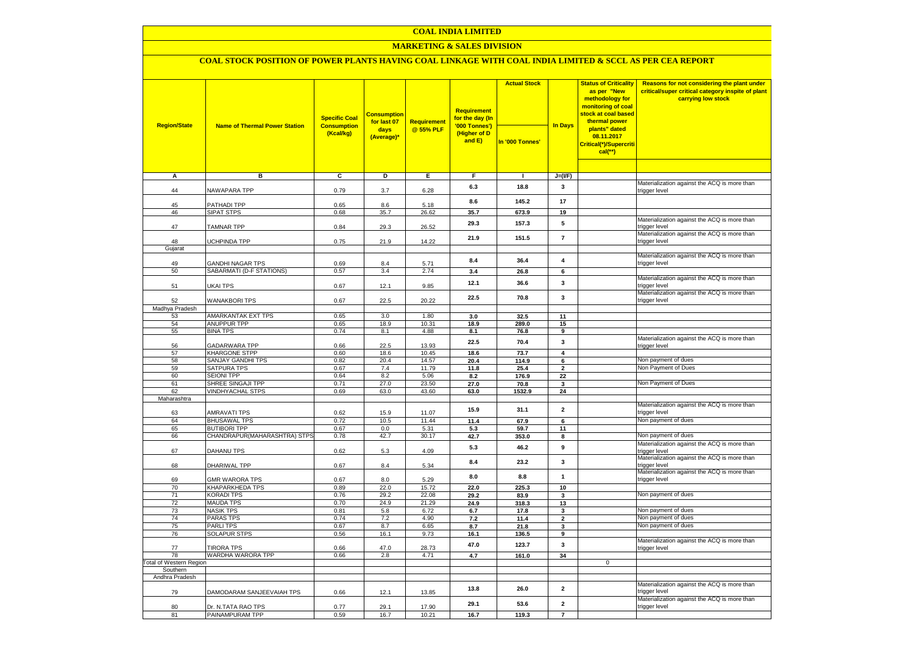# COAL INDIA LIMITED

## MARKETING & SALES DIVISION

### COAL STOCK POSITION OF POWER PLANTS HAVING COAL LINKAGE WITH COAL INDIA LIMITED & SCCL AS PER CEA REPORT

| Region/State | Name of Thermal Power Station | Specific Coal Consumption (Kcal/kg) | Consumption for last 07 days (Average)* | Requirement @ 55% PLF | Requirement for the day (In '000 Tonnes') (Higher of D and E) | Actual Stock In '000 Tonnes' | In Days | Status of Criticality as per "New methodology for monitoring of coal stock at coal based thermal power plants" dated 08.11.2017 Critical(*)/Supercritical(**) | Reasons for not considering the plant under critical/super critical category inspite of plant carrying low stock |
|---|---|---|---|---|---|---|---|---|---|
| A | B | C | D | E | F | I | J=(I/F) | | |
| 44 | NAWAPARA TPP | 0.79 | 3.7 | 6.28 | 6.3 | 18.8 | 3 | | Materialization against the ACQ is more than trigger level |
| 45 | PATHADI TPP | 0.65 | 8.6 | 5.18 | 8.6 | 145.2 | 17 | | |
| 46 | SIPAT STPS | 0.68 | 35.7 | 26.62 | 35.7 | 673.9 | 19 | | |
| 47 | TAMNAR TPP | 0.84 | 29.3 | 26.52 | 29.3 | 157.3 | 5 | | Materialization against the ACQ is more than trigger level |
| 48 | UCHPINDA TPP | 0.75 | 21.9 | 14.22 | 21.9 | 151.5 | 7 | | Materialization against the ACQ is more than trigger level |
| Gujarat | | | | | | | | | |
| 49 | GANDHI NAGAR TPS | 0.69 | 8.4 | 5.71 | 8.4 | 36.4 | 4 | | Materialization against the ACQ is more than trigger level |
| 50 | SABARMATI (D-F STATIONS) | 0.57 | 3.4 | 2.74 | 3.4 | 26.8 | 6 | | |
| 51 | UKAI TPS | 0.67 | 12.1 | 9.85 | 12.1 | 36.6 | 3 | | Materialization against the ACQ is more than trigger level |
| 52 | WANAKBORI TPS | 0.67 | 22.5 | 20.22 | 22.5 | 70.8 | 3 | | Materialization against the ACQ is more than trigger level |
| Madhya Pradesh | | | | | | | | | |
| 53 | AMARKANTAK EXT TPS | 0.65 | 3.0 | 1.80 | 3.0 | 32.5 | 11 | | |
| 54 | ANUPPUR TPP | 0.65 | 18.9 | 10.31 | 18.9 | 289.0 | 15 | | |
| 55 | BINA TPS | 0.74 | 8.1 | 4.88 | 8.1 | 76.8 | 9 | | |
| 56 | GADARWARA TPP | 0.66 | 22.5 | 13.93 | 22.5 | 70.4 | 3 | | Materialization against the ACQ is more than trigger level |
| 57 | KHARGONE STPP | 0.60 | 18.6 | 10.45 | 18.6 | 73.7 | 4 | | |
| 58 | SANJAY GANDHI TPS | 0.82 | 20.4 | 14.57 | 20.4 | 114.9 | 6 | | Non payment of dues |
| 59 | SATPURA TPS | 0.67 | 7.4 | 11.79 | 11.8 | 25.4 | 2 | | Non Payment of Dues |
| 60 | SEIONI TPP | 0.64 | 8.2 | 5.06 | 8.2 | 176.9 | 22 | | |
| 61 | SHREE SINGAJI TPP | 0.71 | 27.0 | 23.50 | 27.0 | 70.8 | 3 | | Non Payment of Dues |
| 62 | VINDHYACHAL STPS | 0.69 | 63.0 | 43.60 | 63.0 | 1532.9 | 24 | | |
| Maharashtra | | | | | | | | | |
| 63 | AMRAVATI TPS | 0.62 | 15.9 | 11.07 | 15.9 | 31.1 | 2 | | Materialization against the ACQ is more than trigger level |
| 64 | BHUSAWAL TPS | 0.72 | 10.5 | 11.44 | 11.4 | 67.9 | 6 | | Non payment of dues |
| 65 | BUTIBORI TPP | 0.67 | 0.0 | 5.31 | 5.3 | 59.7 | 11 | | |
| 66 | CHANDRAPUR(MAHARASHTRA) STPS | 0.78 | 42.7 | 30.17 | 42.7 | 353.0 | 8 | | Non payment of dues |
| 67 | DAHANU TPS | 0.62 | 5.3 | 4.09 | 5.3 | 46.2 | 9 | | Materialization against the ACQ is more than trigger level |
| 68 | DHARIWAL TPP | 0.67 | 8.4 | 5.34 | 8.4 | 23.2 | 3 | | Materialization against the ACQ is more than trigger level |
| 69 | GMR WARORA TPS | 0.67 | 8.0 | 5.29 | 8.0 | 8.8 | 1 | | Materialization against the ACQ is more than trigger level |
| 70 | KHAPARKHEDA TPS | 0.89 | 22.0 | 15.72 | 22.0 | 225.3 | 10 | | |
| 71 | KORADI TPS | 0.76 | 29.2 | 22.08 | 29.2 | 83.9 | 3 | | Non payment of dues |
| 72 | MAUDA TPS | 0.70 | 24.9 | 21.29 | 24.9 | 318.3 | 13 | | |
| 73 | NASIK TPS | 0.81 | 5.8 | 6.72 | 6.7 | 17.8 | 3 | | Non payment of dues |
| 74 | PARAS TPS | 0.74 | 7.2 | 4.90 | 7.2 | 11.4 | 2 | | Non payment of dues |
| 75 | PARLI TPS | 0.67 | 8.7 | 6.65 | 8.7 | 21.8 | 3 | | Non payment of dues |
| 76 | SOLAPUR STPS | 0.56 | 16.1 | 9.73 | 16.1 | 136.5 | 9 | | |
| 77 | TIRORA TPS | 0.66 | 47.0 | 28.73 | 47.0 | 123.7 | 3 | | Materialization against the ACQ is more than trigger level |
| 78 | WARDHA WARORA TPP | 0.66 | 2.8 | 4.71 | 4.7 | 161.0 | 34 | | |
| Total of Western Region | | | | | | | | 0 | |
| Southern | | | | | | | | | |
| Andhra Pradesh | | | | | | | | | |
| 79 | DAMODARAM SANJEEVAIAH TPS | 0.66 | 12.1 | 13.85 | 13.8 | 26.0 | 2 | | Materialization against the ACQ is more than trigger level |
| 80 | Dr. N.TATA RAO TPS | 0.77 | 29.1 | 17.90 | 29.1 | 53.6 | 2 | | Materialization against the ACQ is more than trigger level |
| 81 | PAINAMPURAM TPP | 0.59 | 16.7 | 10.21 | 16.7 | 119.3 | 7 | | |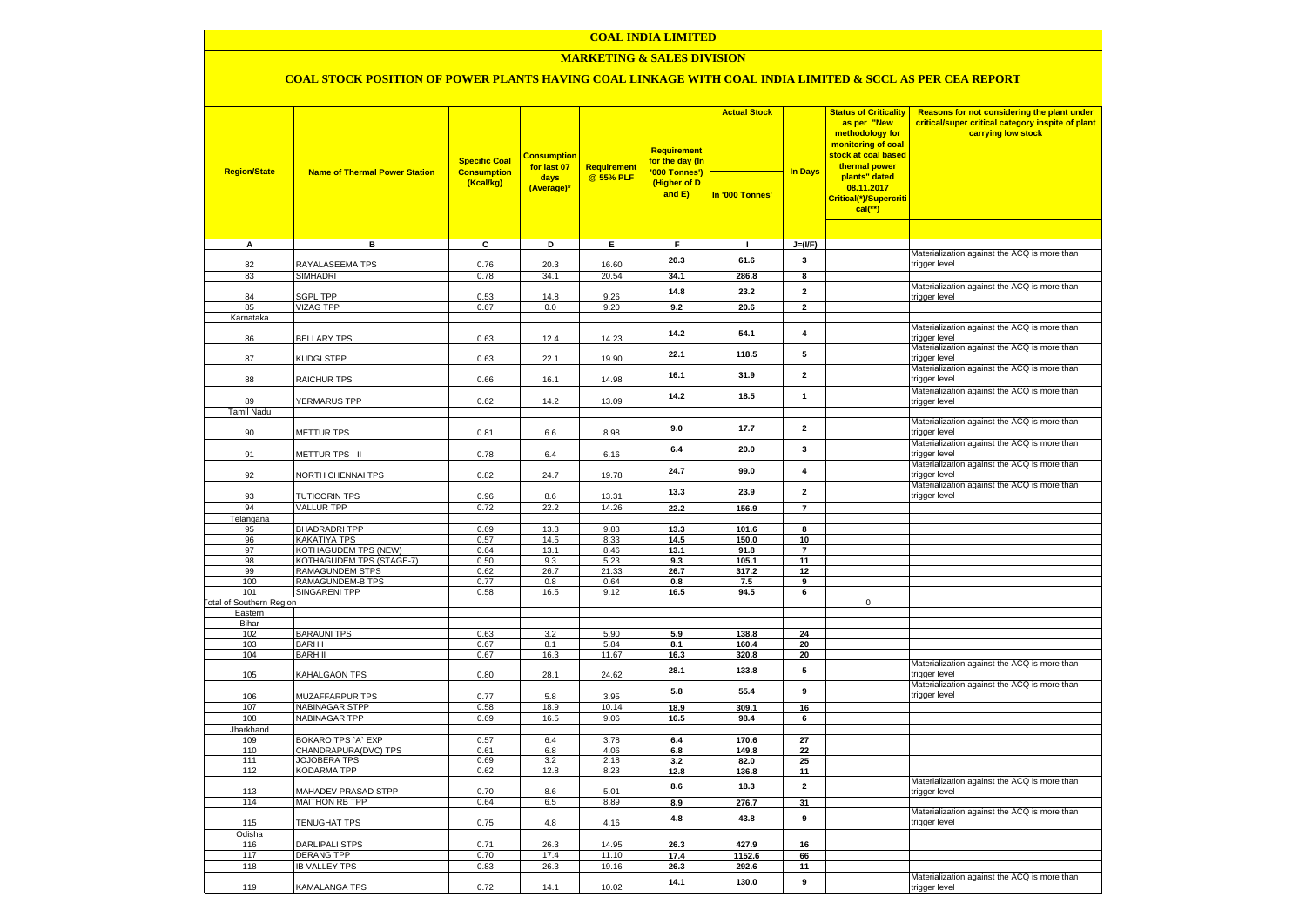# COAL INDIA LIMITED

## MARKETING & SALES DIVISION

### COAL STOCK POSITION OF POWER PLANTS HAVING COAL LINKAGE WITH COAL INDIA LIMITED & SCCL AS PER CEA REPORT

| Region/State | Name of Thermal Power Station | Specific Coal Consumption (Kcal/kg) | Consumption for last 07 days (Average)* | Requirement @ 55% PLF | Requirement for the day (In '000 Tonnes') (Higher of D and E) | Actual Stock In '000 Tonnes' | In Days | Status of Criticality as per "New methodology for monitoring of coal stock at coal based thermal power plants" dated 08.11.2017 Critical(*)/Supercritical(**) | Reasons for not considering the plant under critical/super critical category inspite of plant carrying low stock |
|---|---|---|---|---|---|---|---|---|---|
| A | B | C | D | E | F | I | J=(I/F) | | |
| 82 | RAYALASEEMA TPS | 0.76 | 20.3 | 16.60 | 20.3 | 61.6 | 3 | | Materialization against the ACQ is more than trigger level |
| 83 | SIMHADRI | 0.78 | 34.1 | 20.54 | 34.1 | 286.8 | 8 | | |
| 84 | SGPL TPP | 0.53 | 14.8 | 9.26 | 14.8 | 23.2 | 2 | | Materialization against the ACQ is more than trigger level |
| 85 | VIZAG TPP | 0.67 | 0.0 | 9.20 | 9.2 | 20.6 | 2 | | |
| Karnataka | | | | | | | | | |
| 86 | BELLARY TPS | 0.63 | 12.4 | 14.23 | 14.2 | 54.1 | 4 | | Materialization against the ACQ is more than trigger level |
| 87 | KUDGI STPP | 0.63 | 22.1 | 19.90 | 22.1 | 118.5 | 5 | | Materialization against the ACQ is more than trigger level |
| 88 | RAICHUR TPS | 0.66 | 16.1 | 14.98 | 16.1 | 31.9 | 2 | | Materialization against the ACQ is more than trigger level |
| 89 | YERMARUS TPP | 0.62 | 14.2 | 13.09 | 14.2 | 18.5 | 1 | | Materialization against the ACQ is more than trigger level |
| Tamil Nadu | | | | | | | | | |
| 90 | METTUR TPS | 0.81 | 6.6 | 8.98 | 9.0 | 17.7 | 2 | | Materialization against the ACQ is more than trigger level |
| 91 | METTUR TPS - II | 0.78 | 6.4 | 6.16 | 6.4 | 20.0 | 3 | | Materialization against the ACQ is more than trigger level |
| 92 | NORTH CHENNAI TPS | 0.82 | 24.7 | 19.78 | 24.7 | 99.0 | 4 | | Materialization against the ACQ is more than trigger level |
| 93 | TUTICORIN TPS | 0.96 | 8.6 | 13.31 | 13.3 | 23.9 | 2 | | Materialization against the ACQ is more than trigger level |
| 94 | VALLUR TPP | 0.72 | 22.2 | 14.26 | 22.2 | 156.9 | 7 | | |
| Telangana | | | | | | | | | |
| 95 | BHADRADRI TPP | 0.69 | 13.3 | 9.83 | 13.3 | 101.6 | 8 | | |
| 96 | KAKATIYA TPS | 0.57 | 14.5 | 8.33 | 14.5 | 150.0 | 10 | | |
| 97 | KOTHAGUDEM TPS (NEW) | 0.64 | 13.1 | 8.46 | 13.1 | 91.8 | 7 | | |
| 98 | KOTHAGUDEM TPS (STAGE-7) | 0.50 | 9.3 | 5.23 | 9.3 | 105.1 | 11 | | |
| 99 | RAMAGUNDEM STPS | 0.62 | 26.7 | 21.33 | 26.7 | 317.2 | 12 | | |
| 100 | RAMAGUNDEM-B TPS | 0.77 | 0.8 | 0.64 | 0.8 | 7.5 | 9 | | |
| 101 | SINGARENI TPP | 0.58 | 16.5 | 9.12 | 16.5 | 94.5 | 6 | | |
| Total of Southern Region | | | | | | | | 0 | |
| Eastern | | | | | | | | | |
| Bihar | | | | | | | | | |
| 102 | BARAUNI TPS | 0.63 | 3.2 | 5.90 | 5.9 | 138.8 | 24 | | |
| 103 | BARH I | 0.67 | 8.1 | 5.84 | 8.1 | 160.4 | 20 | | |
| 104 | BARH II | 0.67 | 16.3 | 11.67 | 16.3 | 320.8 | 20 | | |
| 105 | KAHALGAON TPS | 0.80 | 28.1 | 24.62 | 28.1 | 133.8 | 5 | | Materialization against the ACQ is more than trigger level |
| 106 | MUZAFFARPUR TPS | 0.77 | 5.8 | 3.95 | 5.8 | 55.4 | 9 | | Materialization against the ACQ is more than trigger level |
| 107 | NABINAGAR STPP | 0.58 | 18.9 | 10.14 | 18.9 | 309.1 | 16 | | |
| 108 | NABINAGAR TPP | 0.69 | 16.5 | 9.06 | 16.5 | 98.4 | 6 | | |
| Jharkhand | | | | | | | | | |
| 109 | BOKARO TPS `A` EXP | 0.57 | 6.4 | 3.78 | 6.4 | 170.6 | 27 | | |
| 110 | CHANDRAPURA(DVC) TPS | 0.61 | 6.8 | 4.06 | 6.8 | 149.8 | 22 | | |
| 111 | JOJOBERA TPS | 0.69 | 3.2 | 2.18 | 3.2 | 82.0 | 25 | | |
| 112 | KODARMA TPP | 0.62 | 12.8 | 8.23 | 12.8 | 136.8 | 11 | | |
| 113 | MAHADEV PRASAD STPP | 0.70 | 8.6 | 5.01 | 8.6 | 18.3 | 2 | | Materialization against the ACQ is more than trigger level |
| 114 | MAITHON RB TPP | 0.64 | 6.5 | 8.89 | 8.9 | 276.7 | 31 | | |
| 115 | TENUGHAT TPS | 0.75 | 4.8 | 4.16 | 4.8 | 43.8 | 9 | | Materialization against the ACQ is more than trigger level |
| Odisha | | | | | | | | | |
| 116 | DARLIPALI STPS | 0.71 | 26.3 | 14.95 | 26.3 | 427.9 | 16 | | |
| 117 | DERANG TPP | 0.70 | 17.4 | 11.10 | 17.4 | 1152.6 | 66 | | |
| 118 | IB VALLEY TPS | 0.83 | 26.3 | 19.16 | 26.3 | 292.6 | 11 | | |
| 119 | KAMALANGA TPS | 0.72 | 14.1 | 10.02 | 14.1 | 130.0 | 9 | | Materialization against the ACQ is more than trigger level |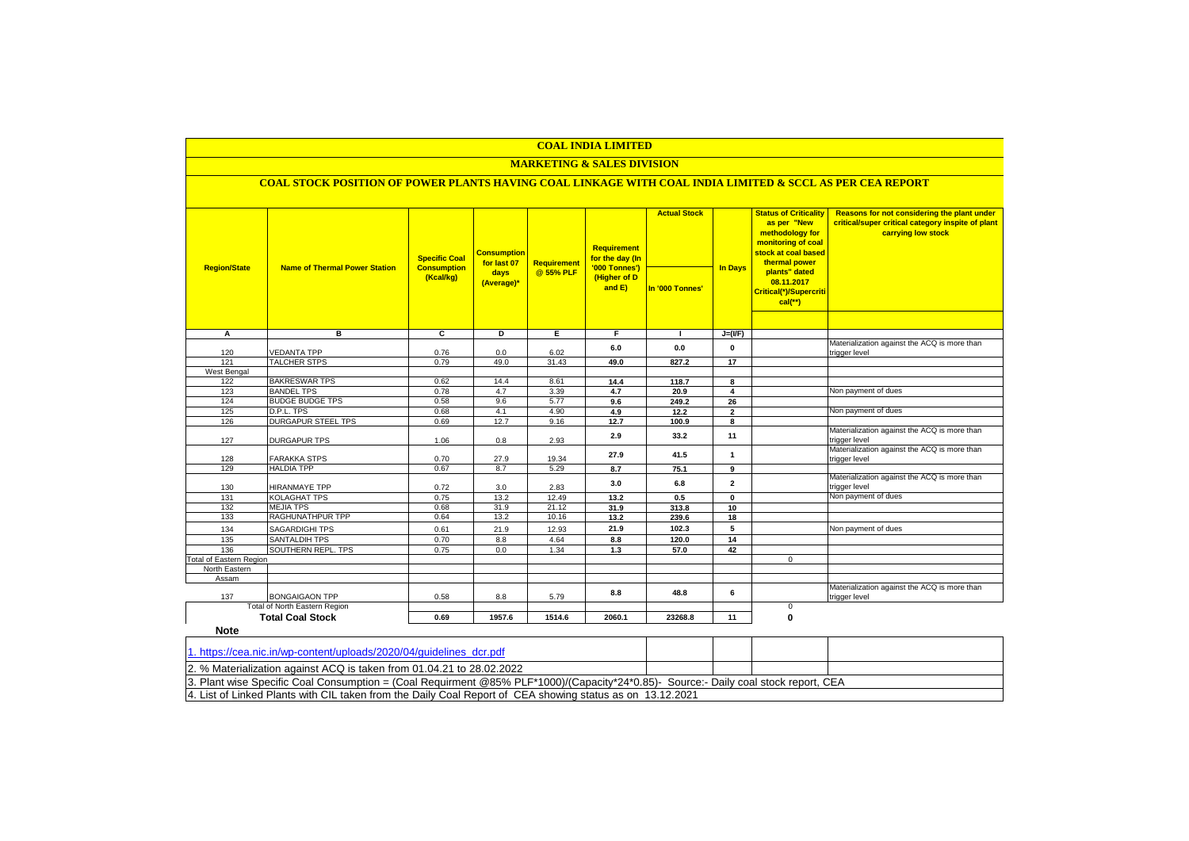# COAL INDIA LIMITED

## MARKETING & SALES DIVISION

### COAL STOCK POSITION OF POWER PLANTS HAVING COAL LINKAGE WITH COAL INDIA LIMITED & SCCL AS PER CEA REPORT

| Region/State | Name of Thermal Power Station | Specific Coal Consumption (Kcal/kg) | Consumption for last 07 days (Average)* | Requirement @ 55% PLF | Requirement for the day (In '000 Tonnes') (Higher of D and E) | Actual Stock In '000 Tonnes' | In Days | Status of Criticality as per "New methodology for monitoring of coal stock at coal based thermal power plants" dated 08.11.2017 Critical(*)/Supercritical(**) | Reasons for not considering the plant under critical/super critical category inspite of plant carrying low stock |
|---|---|---|---|---|---|---|---|---|---|
| A | B | C | D | E | F | I | J=(I/F) | | |
| 120 | VEDANTA TPP | 0.76 | 0.0 | 6.02 | 6.0 | 0.0 | 0 | | Materialization against the ACQ is more than trigger level |
| 121 | TALCHER STPS | 0.79 | 49.0 | 31.43 | 49.0 | 827.2 | 17 | | |
| West Bengal | | | | | | | | | |
| 122 | BAKRESWAR TPS | 0.62 | 14.4 | 8.61 | 14.4 | 118.7 | 8 | | |
| 123 | BANDEL TPS | 0.78 | 4.7 | 3.39 | 4.7 | 20.9 | 4 | | Non payment of dues |
| 124 | BUDGE BUDGE TPS | 0.58 | 9.6 | 5.77 | 9.6 | 249.2 | 26 | | |
| 125 | D.P.L. TPS | 0.68 | 4.1 | 4.90 | 4.9 | 12.2 | 2 | | Non payment of dues |
| 126 | DURGAPUR STEEL TPS | 0.69 | 12.7 | 9.16 | 12.7 | 100.9 | 8 | | |
| 127 | DURGAPUR TPS | 1.06 | 0.8 | 2.93 | 2.9 | 33.2 | 11 | | Materialization against the ACQ is more than trigger level |
| 128 | FARAKKA STPS | 0.70 | 27.9 | 19.34 | 27.9 | 41.5 | 1 | | Materialization against the ACQ is more than trigger level |
| 129 | HALDIA TPP | 0.67 | 8.7 | 5.29 | 8.7 | 75.1 | 9 | | |
| 130 | HIRANMAYE TPP | 0.72 | 3.0 | 2.83 | 3.0 | 6.8 | 2 | | Materialization against the ACQ is more than trigger level |
| 131 | KOLAGHAT TPS | 0.75 | 13.2 | 12.49 | 13.2 | 0.5 | 0 | | Non payment of dues |
| 132 | MEJIA TPS | 0.68 | 31.9 | 21.12 | 31.9 | 313.8 | 10 | | |
| 133 | RAGHUNATHPUR TPP | 0.64 | 13.2 | 10.16 | 13.2 | 239.6 | 18 | | |
| 134 | SAGARDIGHI TPS | 0.61 | 21.9 | 12.93 | 21.9 | 102.3 | 5 | | Non payment of dues |
| 135 | SANTALDIH TPS | 0.70 | 8.8 | 4.64 | 8.8 | 120.0 | 14 | | |
| 136 | SOUTHERN REPL. TPS | 0.75 | 0.0 | 1.34 | 1.3 | 57.0 | 42 | | |
| Total of Eastern Region | | | | | | | | 0 | |
| North Eastern | | | | | | | | | |
| Assam | | | | | | | | | |
| 137 | BONGAIGAON TPP | 0.58 | 8.8 | 5.79 | 8.8 | 48.8 | 6 | | Materialization against the ACQ is more than trigger level |
| Total of North Eastern Region | | | | | | | | 0 | |
| Total Coal Stock | | 0.69 | 1957.6 | 1514.6 | 2060.1 | 23268.8 | 11 | 0 | |

**Note**

1. https://cea.nic.in/wp-content/uploads/2020/04/guidelines_dcr.pdf
2. % Materialization against ACQ is taken from 01.04.21 to 28.02.2022
3. Plant wise Specific Coal Consumption = (Coal Requirment @85% PLF*1000)/(Capacity*24*0.85)- Source:- Daily coal stock report, CEA
4. List of Linked Plants with CIL taken from the Daily Coal Report of CEA showing status as on 13.12.2021